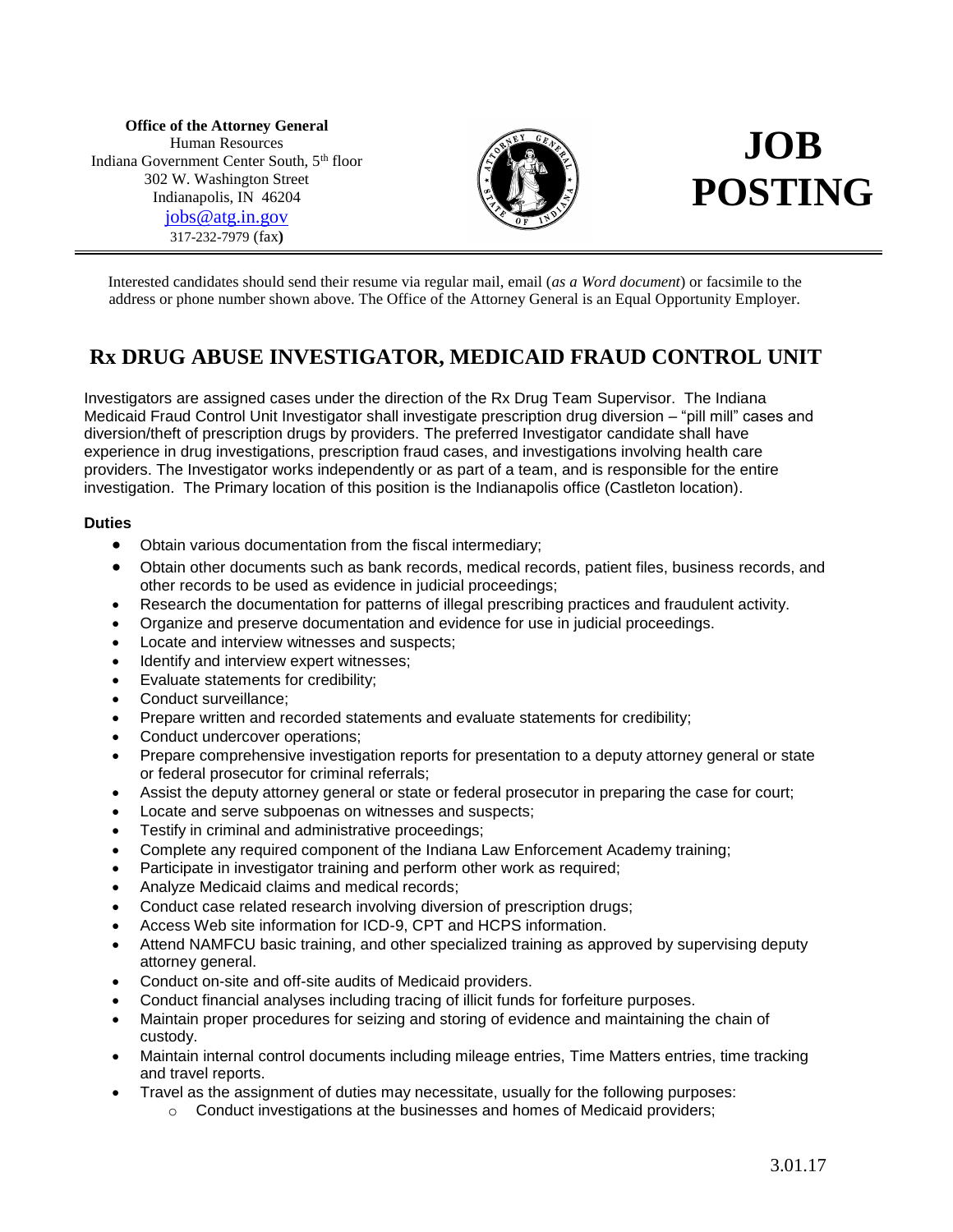**Office of the Attorney General**
Human Resources
Indiana Government Center South, 5th floor
302 W. Washington Street
Indianapolis, IN 46204
jobs@atg.in.gov
317-232-7979 (fax)

# JOB POSTING

Interested candidates should send their resume via regular mail, email (*as a Word document*) or facsimile to the address or phone number shown above. The Office of the Attorney General is an Equal Opportunity Employer.

## Rx DRUG ABUSE INVESTIGATOR, MEDICAID FRAUD CONTROL UNIT

Investigators are assigned cases under the direction of the Rx Drug Team Supervisor. The Indiana Medicaid Fraud Control Unit Investigator shall investigate prescription drug diversion – "pill mill" cases and diversion/theft of prescription drugs by providers. The preferred Investigator candidate shall have experience in drug investigations, prescription fraud cases, and investigations involving health care providers. The Investigator works independently or as part of a team, and is responsible for the entire investigation. The Primary location of this position is the Indianapolis office (Castleton location).

**Duties**

- Obtain various documentation from the fiscal intermediary;
- Obtain other documents such as bank records, medical records, patient files, business records, and other records to be used as evidence in judicial proceedings;
- Research the documentation for patterns of illegal prescribing practices and fraudulent activity.
- Organize and preserve documentation and evidence for use in judicial proceedings.
- Locate and interview witnesses and suspects;
- Identify and interview expert witnesses;
- Evaluate statements for credibility;
- Conduct surveillance;
- Prepare written and recorded statements and evaluate statements for credibility;
- Conduct undercover operations;
- Prepare comprehensive investigation reports for presentation to a deputy attorney general or state or federal prosecutor for criminal referrals;
- Assist the deputy attorney general or state or federal prosecutor in preparing the case for court;
- Locate and serve subpoenas on witnesses and suspects;
- Testify in criminal and administrative proceedings;
- Complete any required component of the Indiana Law Enforcement Academy training;
- Participate in investigator training and perform other work as required;
- Analyze Medicaid claims and medical records;
- Conduct case related research involving diversion of prescription drugs;
- Access Web site information for ICD-9, CPT and HCPS information.
- Attend NAMFCU basic training, and other specialized training as approved by supervising deputy attorney general.
- Conduct on-site and off-site audits of Medicaid providers.
- Conduct financial analyses including tracing of illicit funds for forfeiture purposes.
- Maintain proper procedures for seizing and storing of evidence and maintaining the chain of custody.
- Maintain internal control documents including mileage entries, Time Matters entries, time tracking and travel reports.
- Travel as the assignment of duties may necessitate, usually for the following purposes:
  - Conduct investigations at the businesses and homes of Medicaid providers;

3.01.17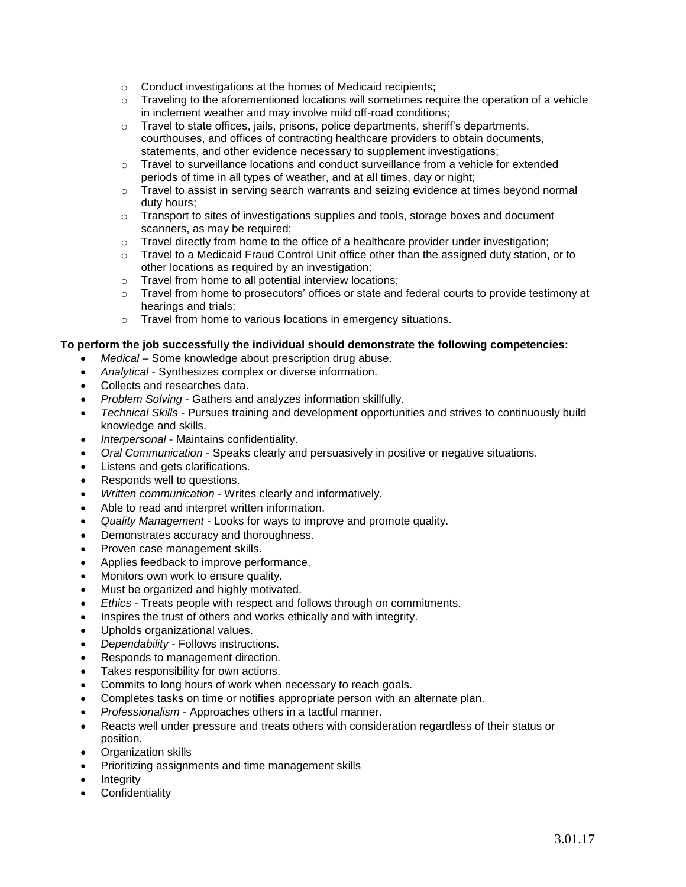- Conduct investigations at the homes of Medicaid recipients;
   - Traveling to the aforementioned locations will sometimes require the operation of a vehicle in inclement weather and may involve mild off-road conditions;
   - Travel to state offices, jails, prisons, police departments, sheriff's departments, courthouses, and offices of contracting healthcare providers to obtain documents, statements, and other evidence necessary to supplement investigations;
   - Travel to surveillance locations and conduct surveillance from a vehicle for extended periods of time in all types of weather, and at all times, day or night;
   - Travel to assist in serving search warrants and seizing evidence at times beyond normal duty hours;
   - Transport to sites of investigations supplies and tools, storage boxes and document scanners, as may be required;
   - Travel directly from home to the office of a healthcare provider under investigation;
   - Travel to a Medicaid Fraud Control Unit office other than the assigned duty station, or to other locations as required by an investigation;
   - Travel from home to all potential interview locations;
   - Travel from home to prosecutors' offices or state and federal courts to provide testimony at hearings and trials;
   - Travel from home to various locations in emergency situations.

**To perform the job successfully the individual should demonstrate the following competencies:**

- *Medical* – Some knowledge about prescription drug abuse.
- *Analytical* - Synthesizes complex or diverse information.
- Collects and researches data.
- *Problem Solving* - Gathers and analyzes information skillfully.
- *Technical Skills* - Pursues training and development opportunities and strives to continuously build knowledge and skills.
- *Interpersonal* - Maintains confidentiality.
- *Oral Communication* - Speaks clearly and persuasively in positive or negative situations.
- Listens and gets clarifications.
- Responds well to questions.
- *Written communication* - Writes clearly and informatively.
- Able to read and interpret written information.
- *Quality Management* - Looks for ways to improve and promote quality.
- Demonstrates accuracy and thoroughness.
- Proven case management skills.
- Applies feedback to improve performance.
- Monitors own work to ensure quality.
- Must be organized and highly motivated.
- *Ethics* - Treats people with respect and follows through on commitments.
- Inspires the trust of others and works ethically and with integrity.
- Upholds organizational values.
- *Dependability* - Follows instructions.
- Responds to management direction.
- Takes responsibility for own actions.
- Commits to long hours of work when necessary to reach goals.
- Completes tasks on time or notifies appropriate person with an alternate plan.
- *Professionalism* - Approaches others in a tactful manner.
- Reacts well under pressure and treats others with consideration regardless of their status or position.
- Organization skills
- Prioritizing assignments and time management skills
- Integrity
- Confidentiality

3.01.17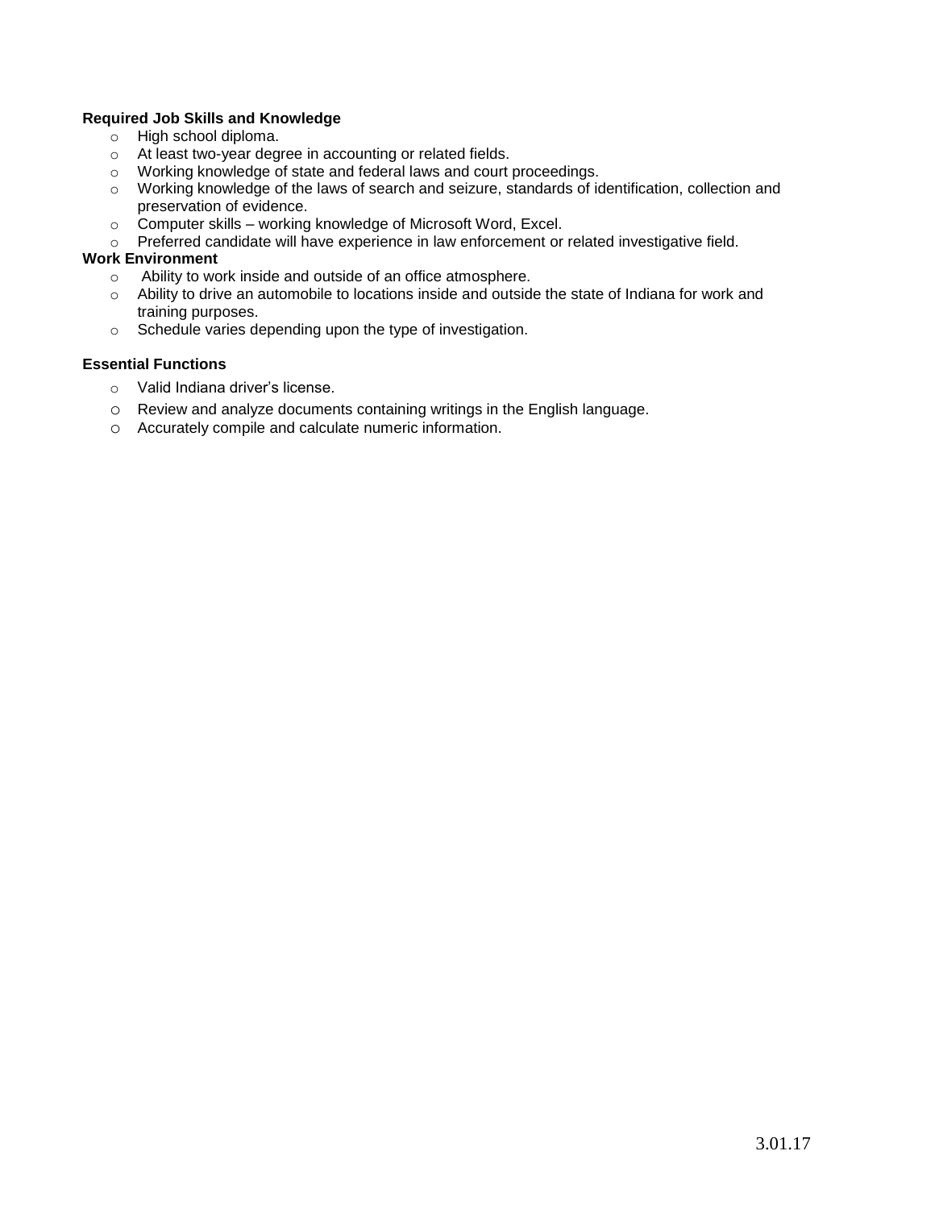**Required Job Skills and Knowledge**

- High school diploma.
- At least two-year degree in accounting or related fields.
- Working knowledge of state and federal laws and court proceedings.
- Working knowledge of the laws of search and seizure, standards of identification, collection and preservation of evidence.
- Computer skills – working knowledge of Microsoft Word, Excel.
- Preferred candidate will have experience in law enforcement or related investigative field.

**Work Environment**

- Ability to work inside and outside of an office atmosphere.
- Ability to drive an automobile to locations inside and outside the state of Indiana for work and training purposes.
- Schedule varies depending upon the type of investigation.

**Essential Functions**

- Valid Indiana driver's license.
- Review and analyze documents containing writings in the English language.
- Accurately compile and calculate numeric information.

3.01.17